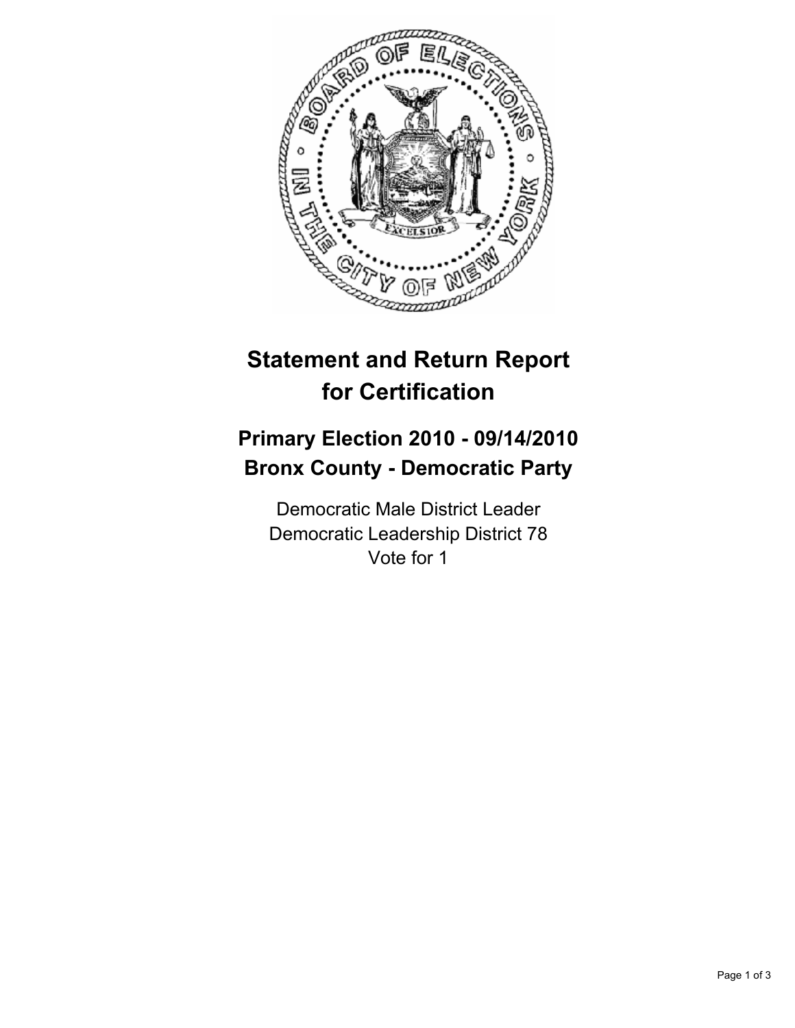# Statement and Return Report for Certification

## Primary Election 2010 - 09/14/2010
## Bronx County - Democratic Party

Democratic Male District Leader
Democratic Leadership District 78
Vote for 1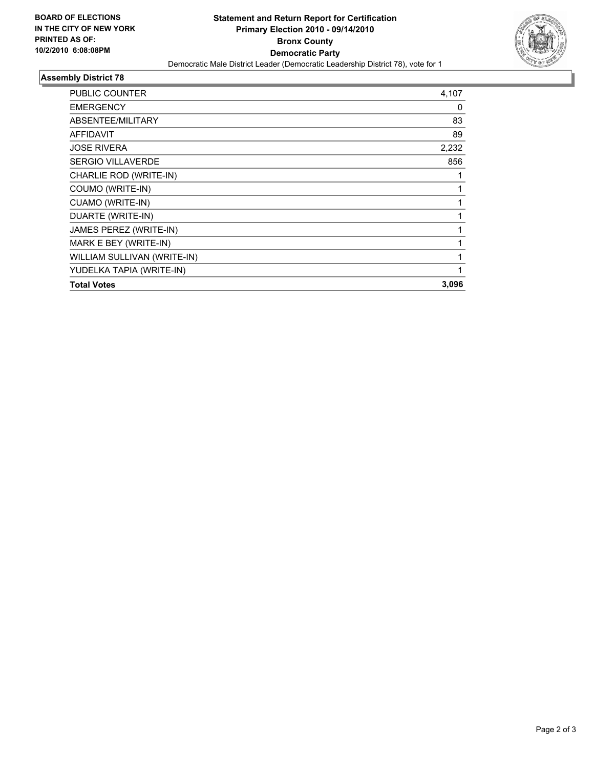BOARD OF ELECTIONS
IN THE CITY OF NEW YORK
PRINTED AS OF:
10/2/2010 6:08:08PM

**Statement and Return Report for Certification**
**Primary Election 2010 - 09/14/2010**
**Bronx County**
**Democratic Party**
Democratic Male District Leader (Democratic Leadership District 78), vote for 1

## Assembly District 78

| | |
|---|---|
| PUBLIC COUNTER | 4,107 |
| EMERGENCY | 0 |
| ABSENTEE/MILITARY | 83 |
| AFFIDAVIT | 89 |
| JOSE RIVERA | 2,232 |
| SERGIO VILLAVERDE | 856 |
| CHARLIE ROD (WRITE-IN) | 1 |
| COUMO (WRITE-IN) | 1 |
| CUAMO (WRITE-IN) | 1 |
| DUARTE (WRITE-IN) | 1 |
| JAMES PEREZ (WRITE-IN) | 1 |
| MARK E BEY (WRITE-IN) | 1 |
| WILLIAM SULLIVAN (WRITE-IN) | 1 |
| YUDELKA TAPIA (WRITE-IN) | 1 |
| **Total Votes** | **3,096** |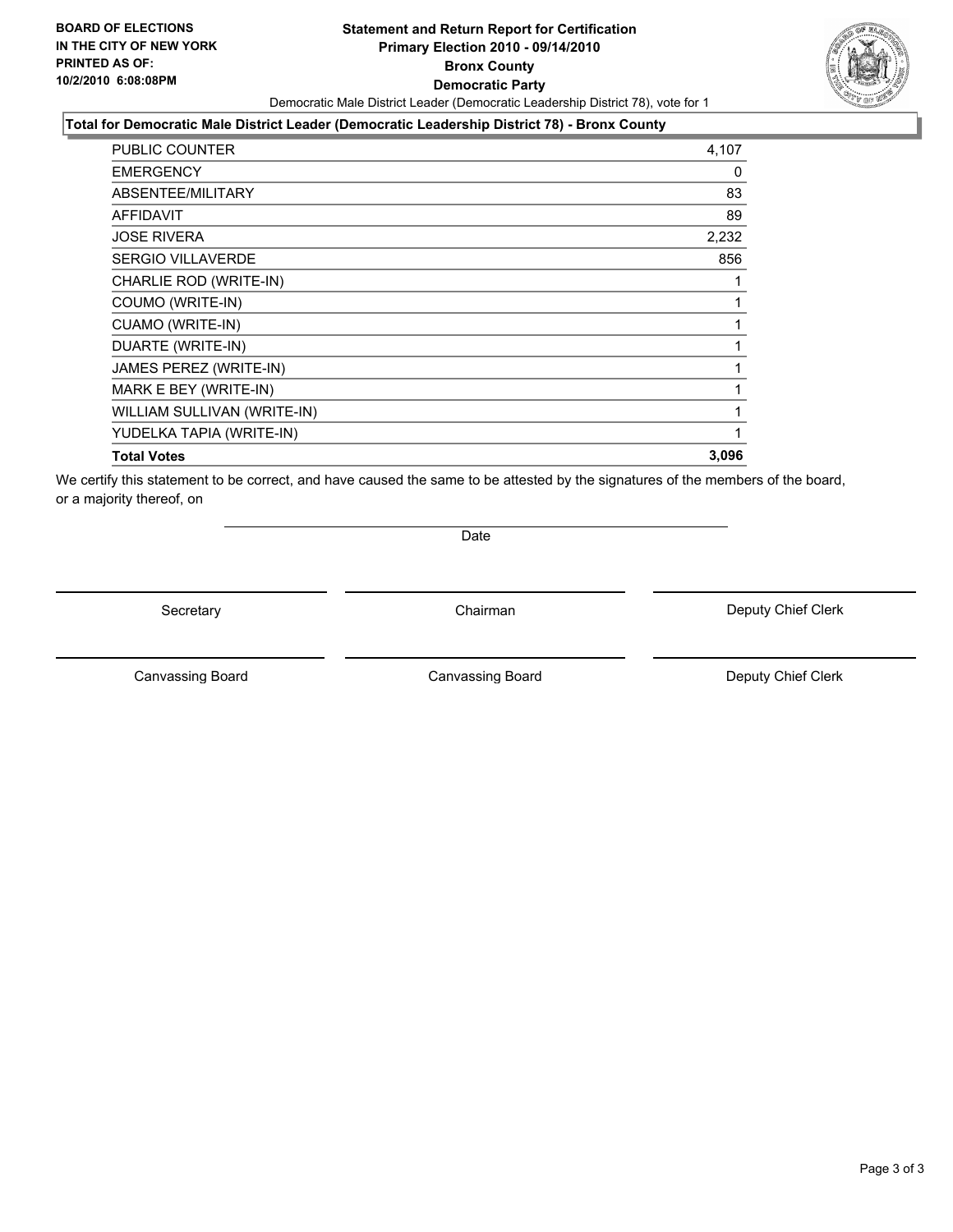**BOARD OF ELECTIONS IN THE CITY OF NEW YORK PRINTED AS OF: 10/2/2010 6:08:08PM**

# Statement and Return Report for Certification
## Primary Election 2010 - 09/14/2010
## Bronx County
## Democratic Party

Democratic Male District Leader (Democratic Leadership District 78), vote for 1

**Total for Democratic Male District Leader (Democratic Leadership District 78) - Bronx County**

| | |
|---|---|
| PUBLIC COUNTER | 4,107 |
| EMERGENCY | 0 |
| ABSENTEE/MILITARY | 83 |
| AFFIDAVIT | 89 |
| JOSE RIVERA | 2,232 |
| SERGIO VILLAVERDE | 856 |
| CHARLIE ROD (WRITE-IN) | 1 |
| COUMO (WRITE-IN) | 1 |
| CUAMO (WRITE-IN) | 1 |
| DUARTE (WRITE-IN) | 1 |
| JAMES PEREZ (WRITE-IN) | 1 |
| MARK E BEY (WRITE-IN) | 1 |
| WILLIAM SULLIVAN (WRITE-IN) | 1 |
| YUDELKA TAPIA (WRITE-IN) | 1 |
| **Total Votes** | **3,096** |

We certify this statement to be correct, and have caused the same to be attested by the signatures of the members of the board, or a majority thereof, on

Date

Secretary

Chairman

Deputy Chief Clerk

Canvassing Board

Canvassing Board

Deputy Chief Clerk